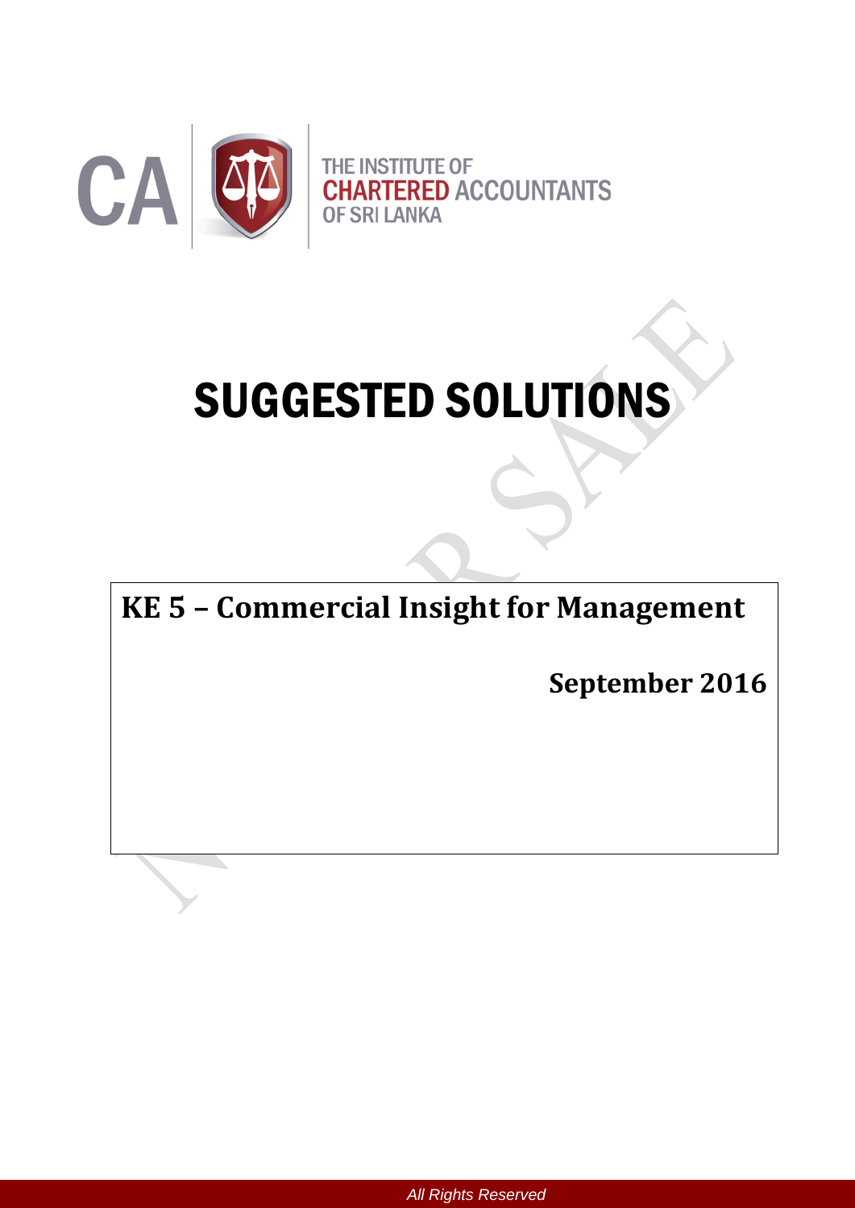THE INSTITUTE OF
CHARTERED ACCOUNTANTS
OF SRI LANKA

# SUGGESTED SOLUTIONS

**KE 5 – Commercial Insight for Management**

**September 2016**

*All Rights Reserved*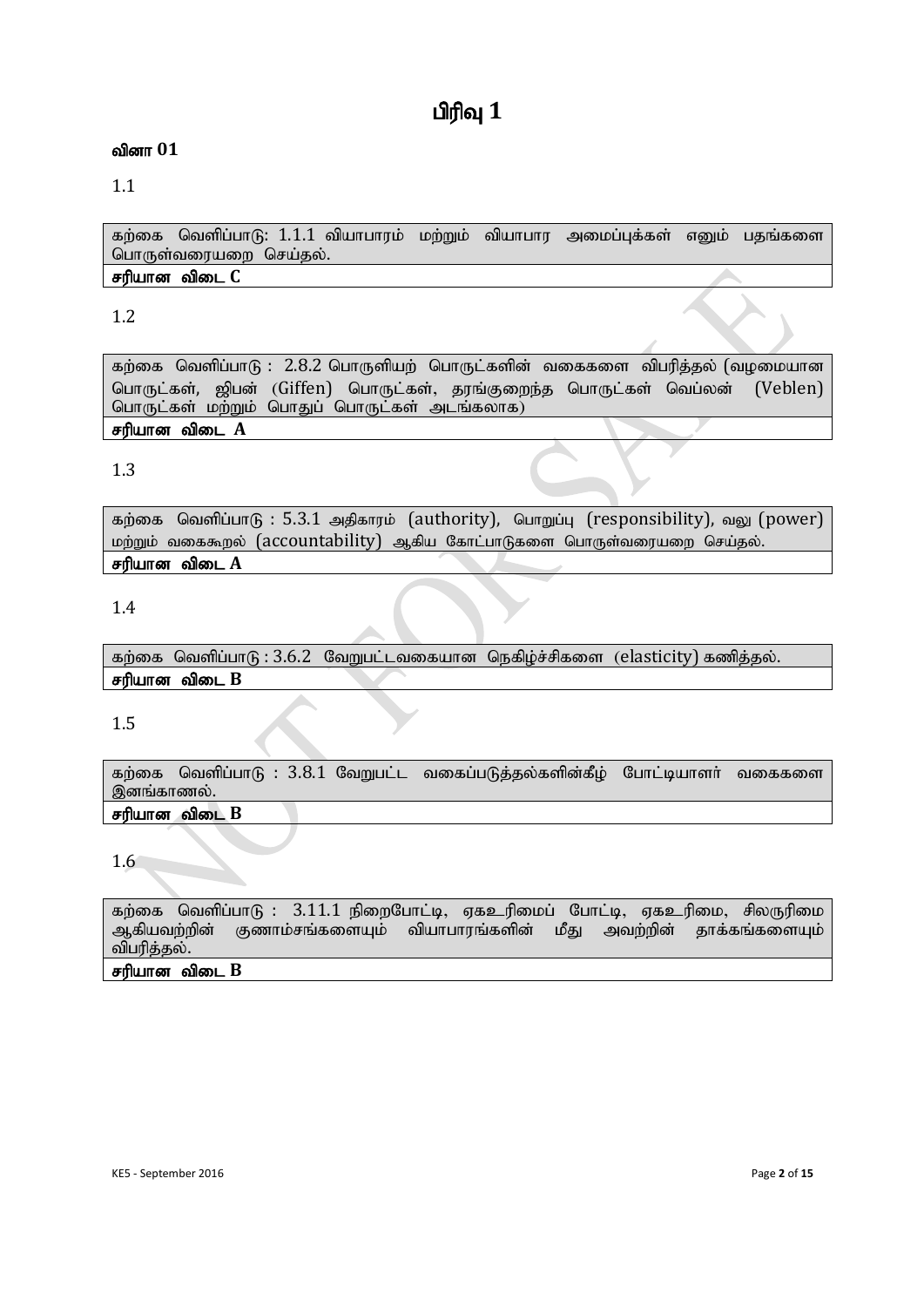# பிரிவு 1

## வினா 01

1.1

| கற்கை வெளிப்பாடு: 1.1.1 வியாபாரம் மற்றும் வியாபார அமைப்புக்கள் எனும் பதங்களை பொருள்வரையறை செய்தல். |
|---|
| **சரியான விடை C** |

1.2

| கற்கை வெளிப்பாடு : 2.8.2 பொருளியற் பொருட்களின் வகைகளை விபரித்தல் (வழமையான பொருட்கள், ஜிபன் (Giffen) பொருட்கள், தரங்குறைந்த பொருட்கள் வெப்லன் (Veblen) பொருட்கள் மற்றும் பொதுப் பொருட்கள் அடங்கலாக) |
|---|
| **சரியான விடை A** |

1.3

| கற்கை வெளிப்பாடு : 5.3.1 அதிகாரம் (authority), பொறுப்பு (responsibility), வலு (power) மற்றும் வகைகூறல் (accountability) ஆகிய கோட்பாடுகளை பொருள்வரையறை செய்தல். |
|---|
| **சரியான விடை A** |

1.4

| கற்கை வெளிப்பாடு : 3.6.2 வேறுபட்டவகையான நெகிழ்ச்சிகளை (elasticity) கணித்தல். |
|---|
| **சரியான விடை B** |

1.5

| கற்கை வெளிப்பாடு : 3.8.1 வேறுபட்ட வகைப்படுத்தல்களின்கீழ் போட்டியாளர் வகைகளை இனங்காணல். |
|---|
| **சரியான விடை B** |

1.6

| கற்கை வெளிப்பாடு : 3.11.1 நிறைபோட்டி, ஏகஉரிமைப் போட்டி, ஏகஉரிமை, சிலருரிமை ஆகியவற்றின் குணாம்சங்களையும் வியாபாரங்களின் மீது அவற்றின் தாக்கங்களையும் விபரித்தல். |
|---|
| **சரியான விடை B** |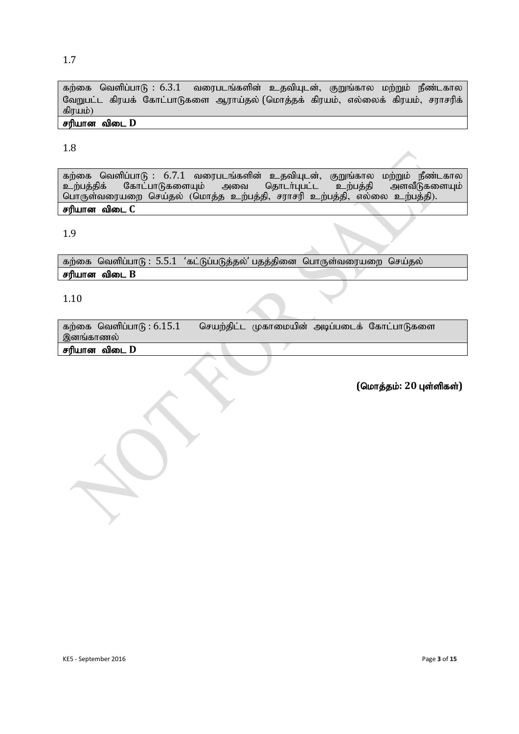1.7

| கற்கை வெளிப்பாடு : 6.3.1 வரைபடங்களின் உதவியுடன், குறுங்கால மற்றும் நீண்டகால வேறுபட்ட கிரயக் கோட்பாடுகளை ஆராய்தல் (மொத்தக் கிரயம், எல்லைக் கிரயம், சராசரிக் கிரயம்) |
|---|
| **சரியான விடை D** |

1.8

| கற்கை வெளிப்பாடு : 6.7.1 வரைபடங்களின் உதவியுடன், குறுங்கால மற்றும் நீண்டகால உற்பத்திக் கோட்பாடுகளையும் அவை தொடர்புபட்ட உற்பத்தி அளவீடுகளையும் பொருள்வரையறை செய்தல் (மொத்த உற்பத்தி, சராசரி உற்பத்தி, எல்லை உற்பத்தி). |
|---|
| **சரியான விடை C** |

1.9

| கற்கை வெளிப்பாடு : 5.5.1 'கட்டுப்படுத்தல்' பதத்தினை பொருள்வரையறை செய்தல் |
|---|
| **சரியான விடை B** |

1.10

| கற்கை வெளிப்பாடு : 6.15.1 செயற்திட்ட முகாமையின் அடிப்படைக் கோட்பாடுகளை இனங்காணல் |
|---|
| **சரியான விடை D** |

**(மொத்தம்: 20 புள்ளிகள்)**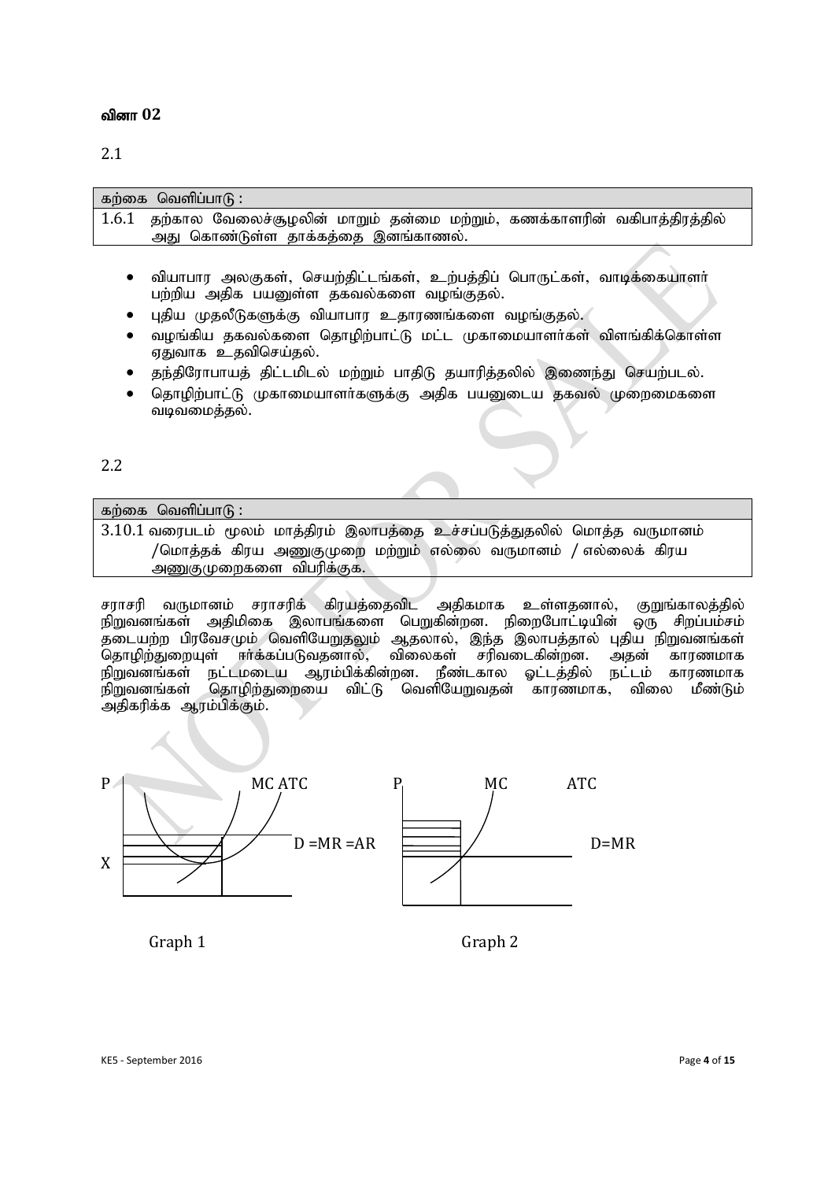## வினா 02

2.1

| கற்கை வெளிப்பாடு : |
|---|
| 1.6.1 தற்கால வேலைச்சூழலின் மாறும் தன்மை மற்றும், கணக்காளரின் வகிபாத்திரத்தில் அது கொண்டுள்ள தாக்கத்தை இனங்காணல். |

- வியாபார அலகுகள், செயற்திட்டங்கள், உற்பத்திப் பொருட்கள், வாடிக்கையாளர் பற்றிய அதிக பயனுள்ள தகவல்களை வழங்குதல்.
- புதிய முதலீடுகளுக்கு வியாபார உதாரணங்களை வழங்குதல்.
- வழங்கிய தகவல்களை தொழிற்பாட்டு மட்ட முகாமையாளர்கள் விளங்கிக்கொள்ள ஏதுவாக உதவிசெய்தல்.
- தந்திரோபாயத் திட்டமிடல் மற்றும் பாதிடு தயாரித்தலில் இணைந்து செயற்படல்.
- தொழிற்பாட்டு முகாமையாளர்களுக்கு அதிக பயனுடைய தகவல் முறைமைகளை வடிவமைத்தல்.

2.2

| கற்கை வெளிப்பாடு : |
|---|
| 3.10.1 வரைபடம் மூலம் மாத்திரம் இலாபத்தை உச்சப்படுத்துதலில் மொத்த வருமானம் /மொத்தக் கிரய அணுகுமுறை மற்றும் எல்லை வருமானம் / எல்லைக் கிரய அணுகுமுறைகளை விபரிக்குக. |

சராசரி வருமானம் சராசரிக் கிரயத்தைவிட அதிகமாக உள்ளதனால், குறுங்காலத்தில் நிறுவனங்கள் அதிமிகை இலாபங்களை பெறுகின்றன. நிறைபோட்டியின் ஒரு சிறப்பம்சம் தடையற்ற பிரவேசமும் வெளியேறுதலும் ஆதலால், இந்த இலாபத்தால் புதிய நிறுவனங்கள் தொழிற்துறையுள் ஈர்க்கப்படுவதனால், விலைகள் சரிவடைகின்றன. அதன் காரணமாக நிறுவனங்கள் நட்டமடைய ஆரம்பிக்கின்றன. நீண்டகால ஓட்டத்தில் நட்டம் காரணமாக நிறுவனங்கள் தொழிற்துறையை விட்டு வெளியேறுவதன் காரணமாக, விலை மீண்டும் அதிகரிக்க ஆரம்பிக்கும்.

Graph 1: P, X, MC, ATC, D = MR = AR

Graph 2: P, MC, ATC, D = MR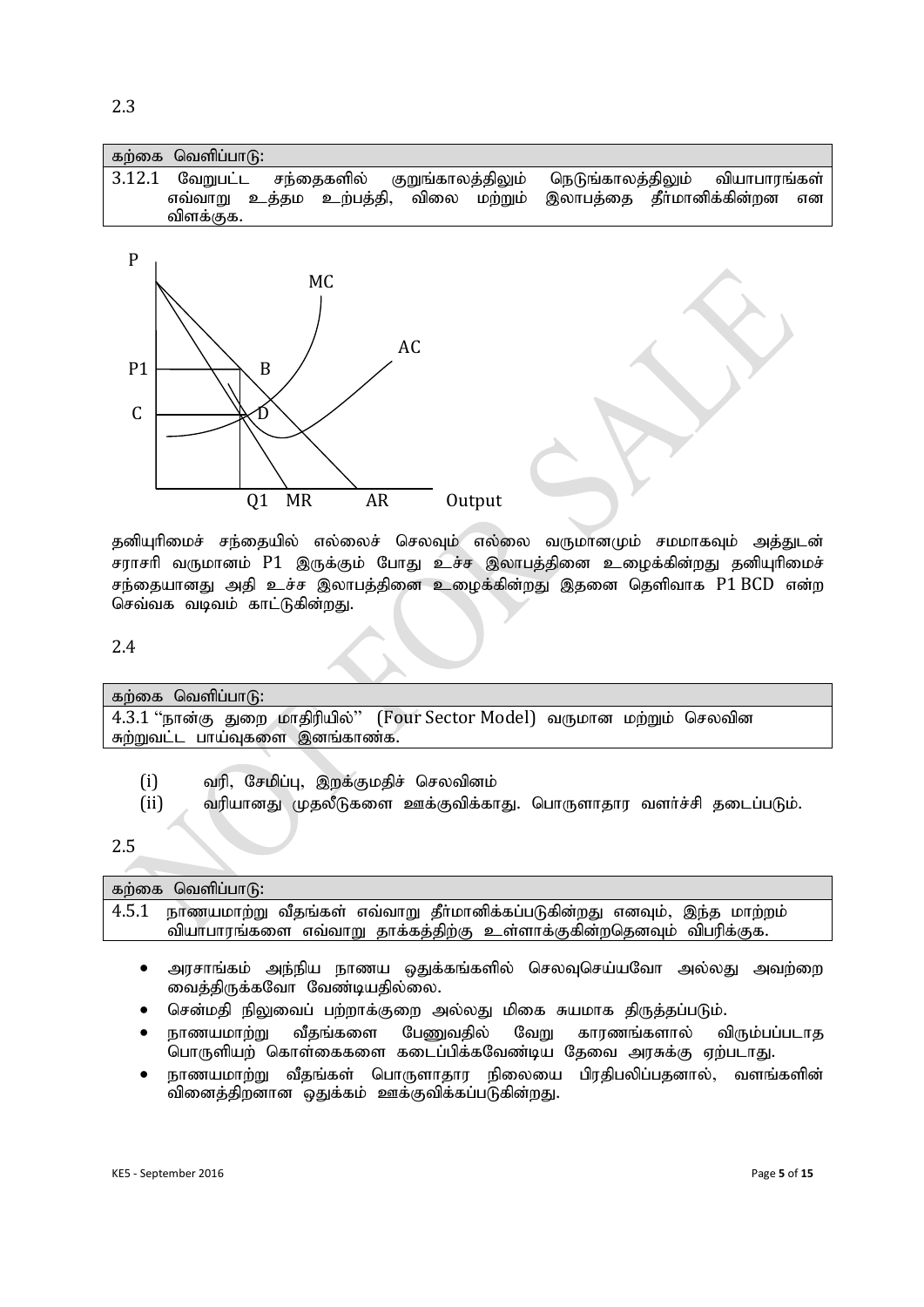2.3

| கற்கை வெளிப்பாடு: |
|---|
| 3.12.1 வேறுபட்ட சந்தைகளில் குறுங்காலத்திலும் நெடுங்காலத்திலும் வியாபாரங்கள் எவ்வாறு உத்தம உற்பத்தி, விலை மற்றும் இலாபத்தை தீர்மானிக்கின்றன என விளக்குக. |

தனியுரிமைச் சந்தையில் எல்லைச் செலவும் எல்லை வருமானமும் சமமாகவும் அத்துடன் சராசரி வருமானம் P1 இருக்கும் போது உச்ச இலாபத்தினை உழைக்கின்றது தனியுரிமைச் சந்தையானது அதி உச்ச இலாபத்தினை உழைக்கின்றது இதனை தெளிவாக P1 BCD என்ற செவ்வக வடிவம் காட்டுகின்றது.

2.4

| கற்கை வெளிப்பாடு: |
|---|
| 4.3.1 "நான்கு துறை மாதிரியில்" (Four Sector Model) வருமான மற்றும் செலவின சுற்றுவட்ட பாய்வுகளை இனங்காண்க. |

(i) வரி, சேமிப்பு, இறக்குமதிச் செலவினம்

(ii) வரியானது முதலீடுகளை ஊக்குவிக்காது. பொருளாதார வளர்ச்சி தடைப்படும்.

2.5

| கற்கை வெளிப்பாடு: |
|---|
| 4.5.1 நாணயமாற்று வீதங்கள் எவ்வாறு தீர்மானிக்கப்படுகின்றது எனவும், இந்த மாற்றம் வியாபாரங்களை எவ்வாறு தாக்கத்திற்கு உள்ளாக்குகின்றதெனவும் விபரிக்குக. |

- அரசாங்கம் அந்நிய நாணய ஒதுக்கங்களில் செலவுசெய்யவோ அல்லது அவற்றை வைத்திருக்கவோ வேண்டியதில்லை.
- சென்மதி நிலுவைப் பற்றாக்குறை அல்லது மிகை சுயமாக திருத்தப்படும்.
- நாணயமாற்று வீதங்களை பேணுவதில் வேறு காரணங்களால் விரும்பப்படாத பொருளியற் கொள்கைகளை கடைப்பிக்கவேண்டிய தேவை அரசுக்கு ஏற்படாது.
- நாணயமாற்று வீதங்கள் பொருளாதார நிலையை பிரதிபலிப்பதனால், வளங்களின் வினைத்திறனான ஒதுக்கம் ஊக்குவிக்கப்படுகின்றது.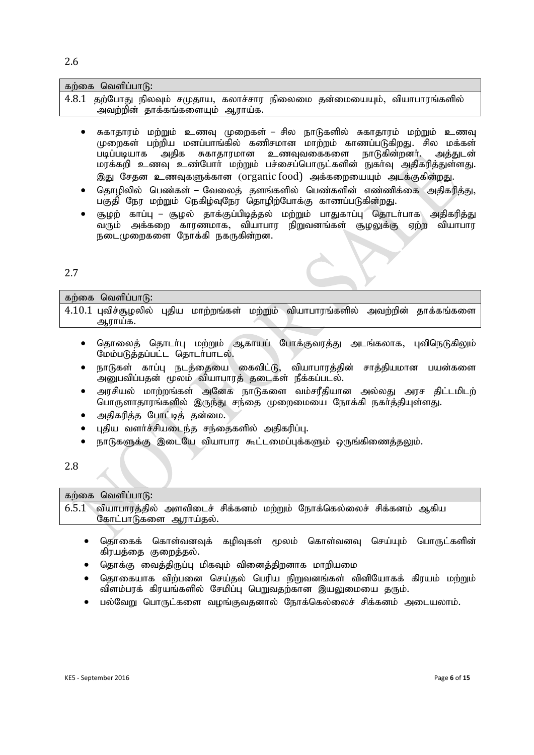2.6

| கற்கை வெளிப்பாடு: |
|---|
| 4.8.1 தற்போது நிலவும் சமுதாய, கலாச்சார நிலைமை தன்மையையும், வியாபாரங்களில் அவற்றின் தாக்கங்களையும் ஆராய்க. |

- சுகாதாரம் மற்றும் உணவு முறைகள் – சில நாடுகளில் சுகாதாரம் மற்றும் உணவு முறைகள் பற்றிய மனப்பாங்கில் கணிசமான மாற்றம் காணப்படுகிறது. சில மக்கள் படிப்படியாக அதிக சுகாதாரமான உணவுவகைகளை நாடுகின்றனர். அத்துடன் மரக்கறி உணவு உண்போர் மற்றும் பச்சைப்பொருட்களின் நுகர்வு அதிகரித்துள்ளது. இது சேதன உணவுகளுக்கான (organic food) அக்கறையையும் அடக்குகின்றது.
- தொழிலில் பெண்கள் – வேலைத் தளங்களில் பெண்களின் எண்ணிக்கை அதிகரித்து, பகுதி நேர மற்றும் நெகிழ்வுநேர தொழிற்போக்கு காணப்படுகின்றது.
- சூழற் காப்பு – சூழல் தாக்குப்பிடித்தல் மற்றும் பாதுகாப்பு தொடர்பாக அதிகரித்து வரும் அக்கறை காரணமாக, வியாபார நிறுவனங்கள் சூழலுக்கு ஏற்ற வியாபார நடைமுறைகளை நோக்கி நகருகின்றன.

2.7

| கற்கை வெளிப்பாடு: |
|---|
| 4.10.1 புவிச்சூழலில் புதிய மாற்றங்கள் மற்றும் வியாபாரங்களில் அவற்றின் தாக்கங்களை ஆராய்க. |

- தொலைத் தொடர்பு மற்றும் ஆகாயப் போக்குவரத்து அடங்கலாக, புவிநெடுகிலும் மேம்படுத்தப்பட்ட தொடர்பாடல்.
- நாடுகள் காப்பு நடத்தையை கைவிட்டு, வியாபாரத்தின் சாத்தியமான பயன்களை அனுபவிப்பதன் மூலம் வியாபாரத் தடைகள் நீக்கப்படல்.
- அரசியல் மாற்றங்கள் அனேக நாடுகளை வம்சரீதியான அல்லது அரச திட்டமிடற் பொருளாதாரங்களில் இருந்து சந்தை முறைமையை நோக்கி நகர்த்தியுள்ளது.
- அதிகரித்த போட்டித் தன்மை.
- புதிய வளர்ச்சியடைந்த சந்தைகளில் அதிகரிப்பு.
- நாடுகளுக்கு இடையே வியாபார கூட்டமைப்புக்களும் ஒருங்கிணைத்தலும்.

2.8

| கற்கை வெளிப்பாடு: |
|---|
| 6.5.1 வியாபாரத்தில் அளவிடைச் சிக்கனம் மற்றும் நோக்கெல்லைச் சிக்கனம் ஆகிய கோட்பாடுகளை ஆராய்தல். |

- தொகைக் கொள்வனவுக் கழிவுகள் மூலம் கொள்வனவு செய்யும் பொருட்களின் கிரயத்தை குறைத்தல்.
- தொக்கு வைத்திருப்பு மிகவும் வினைத்திறனாக மாறியமை
- தொகையாக விற்பனை செய்தல் பெரிய நிறுவனங்கள் வினியோகக் கிரயம் மற்றும் விளம்பரக் கிரயங்களில் சேமிப்பு பெறுவதற்கான இயலுமையை தரும்.
- பல்வேறு பொருட்களை வழங்குவதனால் நோக்கெல்லைச் சிக்கனம் அடையலாம்.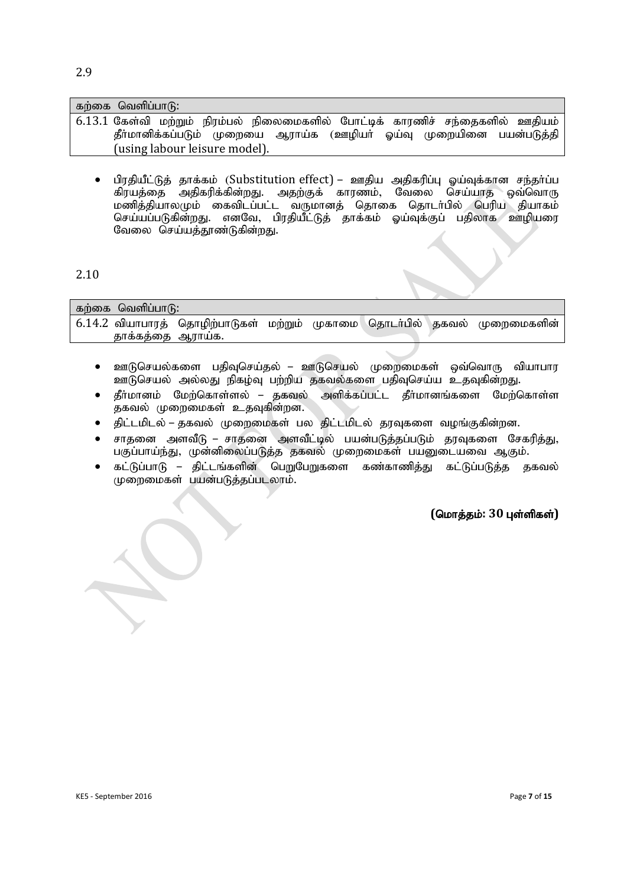2.9

| கற்கை வெளிப்பாடு: |
| --- |
| 6.13.1 கேள்வி மற்றும் நிரம்பல் நிலைமைகளில் போட்டிக் காரணிச் சந்தைகளில் ஊதியம் தீர்மானிக்கப்படும் முறையை ஆராய்க (ஊழியர் ஓய்வு முறையினை பயன்படுத்தி (using labour leisure model). |

- பிரதியீட்டுத் தாக்கம் (Substitution effect) – ஊதிய அதிகரிப்பு ஓய்வுக்கான சந்தர்ப்ப கிரயத்தை அதிகரிக்கின்றது. அதற்குக் காரணம், வேலை செய்யாத ஒவ்வொரு மணித்தியாலமும் கைவிடப்பட்ட வருமானத் தொகை தொடர்பில் பெரிய தியாகம் செய்யப்படுகின்றது. எனவே, பிரதியீட்டுத் தாக்கம் ஓய்வுக்குப் பதிலாக ஊழியரை வேலை செய்யத்தூண்டுகின்றது.

2.10

| கற்கை வெளிப்பாடு: |
| --- |
| 6.14.2 வியாபாரத் தொழிற்பாடுகள் மற்றும் முகாமை தொடர்பில் தகவல் முறைமைகளின் தாக்கத்தை ஆராய்க. |

- ஊடுசெயல்களை பதிவுசெய்தல் – ஊடுசெயல் முறைமைகள் ஒவ்வொரு வியாபார ஊடுசெயல் அல்லது நிகழ்வு பற்றிய தகவல்களை பதிவுசெய்ய உதவுகின்றது.
- தீர்மானம் மேற்கொள்ளல் – தகவல் அளிக்கப்பட்ட தீர்மானங்களை மேற்கொள்ள தகவல் முறைமைகள் உதவுகின்றன.
- திட்டமிடல் – தகவல் முறைமைகள் பல திட்டமிடல் தரவுகளை வழங்குகின்றன.
- சாதனை அளவீடு – சாதனை அளவீட்டில் பயன்படுத்தப்படும் தரவுகளை சேகரித்து, பகுப்பாய்ந்து, முன்னிலைப்படுத்த தகவல் முறைமைகள் பயனுடையவை ஆகும்.
- கட்டுப்பாடு – திட்டங்களின் பெறுபேறுகளை கண்காணித்து கட்டுப்படுத்த தகவல் முறைமைகள் பயன்படுத்தப்படலாம்.

**(மொத்தம்: 30 புள்ளிகள்)**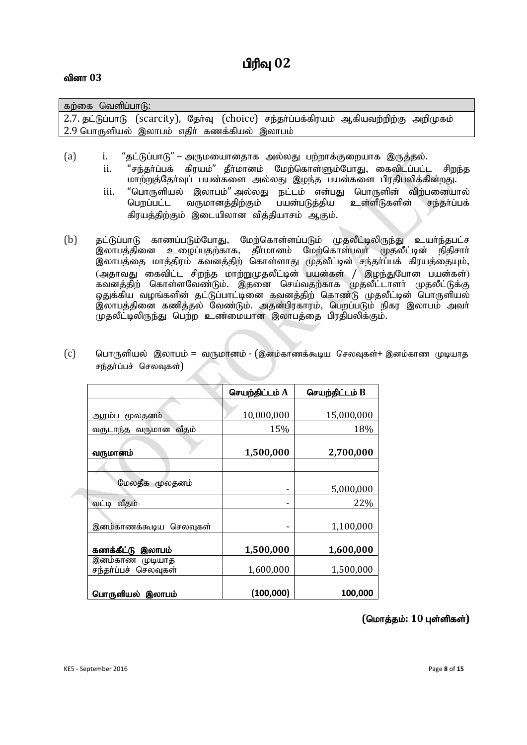# பிரிவு 02

### வினா 03

| கற்கை வெளிப்பாடு: |
|---|
| 2.7. தட்டுப்பாடு (scarcity), தேர்வு (choice) சந்தர்ப்பக்கிரயம் ஆகியவற்றிற்கு அறிமுகம் |
| 2.9 பொருளியல் இலாபம் எதிர் கணக்கியல் இலாபம் |

(a)
   i. "தட்டுப்பாடு" – அருமையானதாக அல்லது பற்றாக்குறையாக இருத்தல்.
   ii. "சந்தர்ப்பக் கிரயம்" தீர்மானம் மேற்கொள்ளும்போது, கைவிடப்பட்ட சிறந்த மாற்றுத்தேர்வுப் பயன்களை அல்லது இழந்த பயன்களை பிரதிபலிக்கின்றது.
   iii. "பொருளியல் இலாபம்" அல்லது நட்டம் என்பது பொருளின் விற்பனையால் பெறப்பட்ட வருமானத்திற்கும் பயன்படுத்திய உள்ளீடுகளின் சந்தர்ப்பக் கிரயத்திற்கும் இடையிலான வித்தியாசம் ஆகும்.

(b) தட்டுப்பாடு காணப்படும்போது, மேற்கொள்ளப்படும் முதலீட்டிலிருந்து உயர்ந்தபட்ச இலாபத்தினை உழைப்பதற்காக, தீர்மானம் மேற்கொள்பவர் முதலீட்டின் நிதிசார் இலாபத்தை மாத்திரம் கவனத்திற் கொள்ளாது முதலீட்டின் சந்தர்ப்பக் கிரயத்தையும், (அதாவது கைவிட்ட சிறந்த மாற்றுமுதலீட்டின் பயன்கள் / இழந்துபோன பயன்கள்) கவனத்திற் கொள்ளவேண்டும். இதனை செய்வதற்காக முதலீட்டாளர் முதலீட்டுக்கு ஒதுக்கிய வழங்களின் தட்டுப்பாட்டினை கவனத்திற் கொண்டு முதலீட்டின் பொருளியல் இலாபத்தினை கணித்தல் வேண்டும். அதன்பிரகாரம், பெறப்படும் நிகர இலாபம் அவர் முதலீட்டிலிருந்து பெற்ற உண்மையான இலாபத்தை பிரதிபலிக்கும்.

(c) பொருளியல் இலாபம் = வருமானம் - (இனம்காணக்கூடிய செலவுகள்+ இனம்காண முடியாத சந்தர்ப்பச் செலவுகள்)

| | **செயற்திட்டம் A** | **செயற்திட்டம் B** |
|---|---|---|
| ஆரம்ப மூலதனம் | 10,000,000 | 15,000,000 |
| வருடாந்த வருமான வீதம் | 15% | 18% |
| **வருமானம்** | **1,500,000** | **2,700,000** |
| | | |
| மேலதீக மூலதனம் | - | 5,000,000 |
| வட்டி வீதம் | - | 22% |
| இனம்காணக்கூடிய செலவுகள் | - | 1,100,000 |
| **கணக்கீட்டு இலாபம்** | **1,500,000** | **1,600,000** |
| இனம்காண முடியாத சந்தர்ப்பச் செலவுகள் | 1,600,000 | 1,500,000 |
| **பொருளியல் இலாபம்** | **(100,000)** | **100,000** |

**(மொத்தம்: 10 புள்ளிகள்)**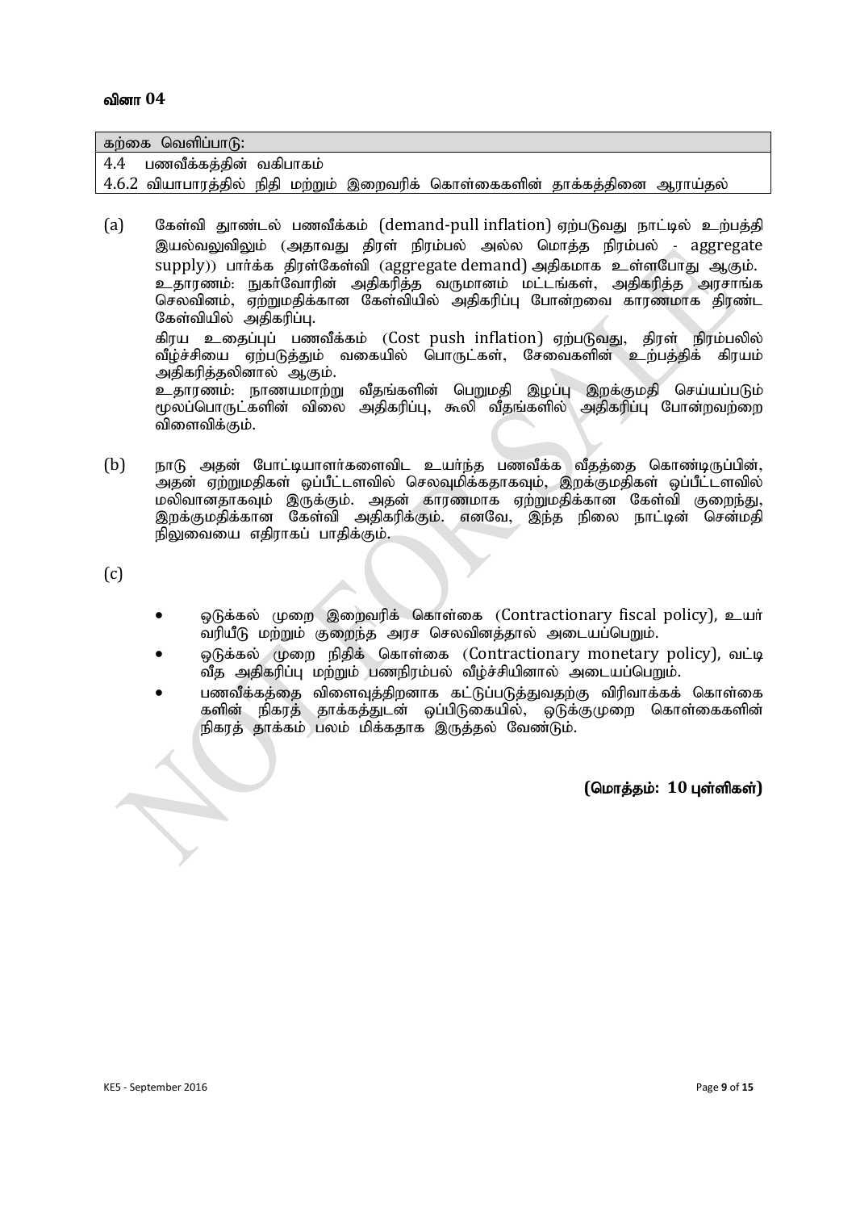### வினா 04

| கற்கை வெளிப்பாடு: |
| --- |
| 4.4 பணவீக்கத்தின் வகிபாகம் |
| 4.6.2 வியாபாரத்தில் நிதி மற்றும் இறைவரிக் கொள்கைகளின் தாக்கத்தினை ஆராய்தல் |

(a) கேள்வி தூண்டல் பணவீக்கம் (demand-pull inflation) ஏற்படுவது நாட்டில் உற்பத்தி இயல்வலுவிலும் (அதாவது திரள் நிரம்பல் அல்ல மொத்த நிரம்பல் - aggregate supply)) பார்க்க திரள்கேள்வி (aggregate demand) அதிகமாக உள்ளபோது ஆகும். உதாரணம்: நுகர்வோரின் அதிகரித்த வருமானம் மட்டங்கள், அதிகரித்த அரசாங்க செலவினம், ஏற்றுமதிக்கான கேள்வியில் அதிகரிப்பு போன்றவை காரணமாக திரண்ட கேள்வியில் அதிகரிப்பு.

கிரய உதைப்புப் பணவீக்கம் (Cost push inflation) ஏற்படுவது, திரள் நிரம்பலில் வீழ்ச்சியை ஏற்படுத்தும் வகையில் பொருட்கள், சேவைகளின் உற்பத்திக் கிரயம் அதிகரித்தலினால் ஆகும்.

உதாரணம்: நாணயமாற்று வீதங்களின் பெறுமதி இழப்பு இறக்குமதி செய்யப்படும் மூலப்பொருட்களின் விலை அதிகரிப்பு, கூலி வீதங்களில் அதிகரிப்பு போன்றவற்றை விளைவிக்கும்.

(b) நாடு அதன் போட்டியாளர்களைவிட உயர்ந்த பணவீக்க வீதத்தை கொண்டிருப்பின், அதன் ஏற்றுமதிகள் ஒப்பீட்டளவில் செலவுமிக்கதாகவும், இறக்குமதிகள் ஒப்பீட்டளவில் மலிவானதாகவும் இருக்கும். அதன் காரணமாக ஏற்றுமதிக்கான கேள்வி குறைந்து, இறக்குமதிக்கான கேள்வி அதிகரிக்கும். எனவே, இந்த நிலை நாட்டின் சென்மதி நிலுவையை எதிராகப் பாதிக்கும்.

(c)

- ஒடுக்கல் முறை இறைவரிக் கொள்கை (Contractionary fiscal policy), உயர் வரியீடு மற்றும் குறைந்த அரச செலவினத்தால் அடையப்பெறும்.
- ஒடுக்கல் முறை நிதிக் கொள்கை (Contractionary monetary policy), வட்டி வீத அதிகரிப்பு மற்றும் பணநிரம்பல் வீழ்ச்சியினால் அடையப்பெறும்.
- பணவீக்கத்தை விளைவுத்திறனாக கட்டுப்படுத்துவதற்கு விரிவாக்கக் கொள்கை களின் நிகரத் தாக்கத்துடன் ஒப்பிடுகையில், ஒடுக்குமுறை கொள்கைகளின் நிகரத் தாக்கம் பலம் மிக்கதாக இருத்தல் வேண்டும்.

**(மொத்தம்: 10 புள்ளிகள்)**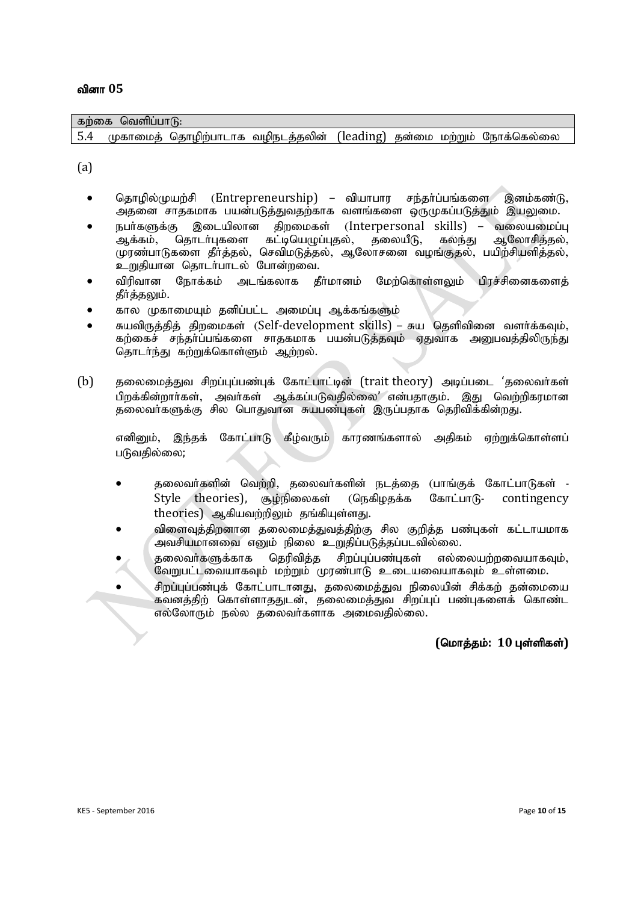## வினா 05

| கற்கை வெளிப்பாடு: |
|---|
| 5.4 முகாமைத் தொழிற்பாடாக வழிநடத்தலின் (leading) தன்மை மற்றும் நோக்கெல்லை |

(a)

- தொழில்முயற்சி (Entrepreneurship) – வியாபார சந்தர்ப்பங்களை இனம்கண்டு, அதனை சாதகமாக பயன்படுத்துவதற்காக வளங்களை ஒருமுகப்படுத்தும் இயலுமை.
- நபர்களுக்கு இடையிலான திறமைகள் (Interpersonal skills) – வலையமைப்பு ஆக்கம், தொடர்புகளை கட்டியெழுப்புதல், தலையீடு, கலந்து ஆலோசித்தல், முரண்பாடுகளை தீர்த்தல், செவிமடுத்தல், ஆலோசனை வழங்குதல், பயிற்சியளித்தல், உறுதியான தொடர்பாடல் போன்றவை.
- விரிவான நோக்கம் அடங்கலாக தீர்மானம் மேற்கொள்ளலும் பிரச்சினைகளைத் தீர்த்தலும்.
- கால முகாமையும் தனிப்பட்ட அமைப்பு ஆக்கங்களும்
- சுயவிருத்தித் திறமைகள் (Self-development skills) – சுய தெளிவினை வளர்க்கவும், கற்கைச் சந்தர்ப்பங்களை சாதகமாக பயன்படுத்தவும் ஏதுவாக அனுபவத்திலிருந்து தொடர்ந்து கற்றுக்கொள்ளும் ஆற்றல்.

(b) தலைமைத்துவ சிறப்புப்பண்புக் கோட்பாட்டின் (trait theory) அடிப்படை 'தலைவர்கள் பிறக்கின்றார்கள், அவர்கள் ஆக்கப்படுவதில்லை' என்பதாகும். இது வெற்றிகரமான தலைவர்களுக்கு சில பொதுவான சுயபண்புகள் இருப்பதாக தெரிவிக்கின்றது.

எனினும், இந்தக் கோட்பாடு கீழ்வரும் காரணங்களால் அதிகம் ஏற்றுக்கொள்ளப் படுவதில்லை;

- தலைவர்களின் வெற்றி, தலைவர்களின் நடத்தை (பாங்குக் கோட்பாடுகள் - Style theories), சூழ்நிலைகள் (நெகிழதக்க கோட்பாடு- contingency theories) ஆகியவற்றிலும் தங்கியுள்ளது.
- விளைவுத்திறனான தலைமைத்துவத்திற்கு சில குறித்த பண்புகள் கட்டாயமாக அவசியமானவை எனும் நிலை உறுதிப்படுத்தப்படவில்லை.
- தலைவர்களுக்காக தெரிவித்த சிறப்புப்பண்புகள் எல்லையற்றவையாகவும், வேறுபட்டவையாகவும் மற்றும் முரண்பாடு உடையவையாகவும் உள்ளமை.
- சிறப்புப்பண்புக் கோட்பாடானது, தலைமைத்துவ நிலையின் சிக்கற் தன்மையை கவனத்திற் கொள்ளாததுடன், தலைமைத்துவ சிறப்புப் பண்புகளைக் கொண்ட எல்லோரும் நல்ல தலைவர்களாக அமைவதில்லை.

**(மொத்தம்: 10 புள்ளிகள்)**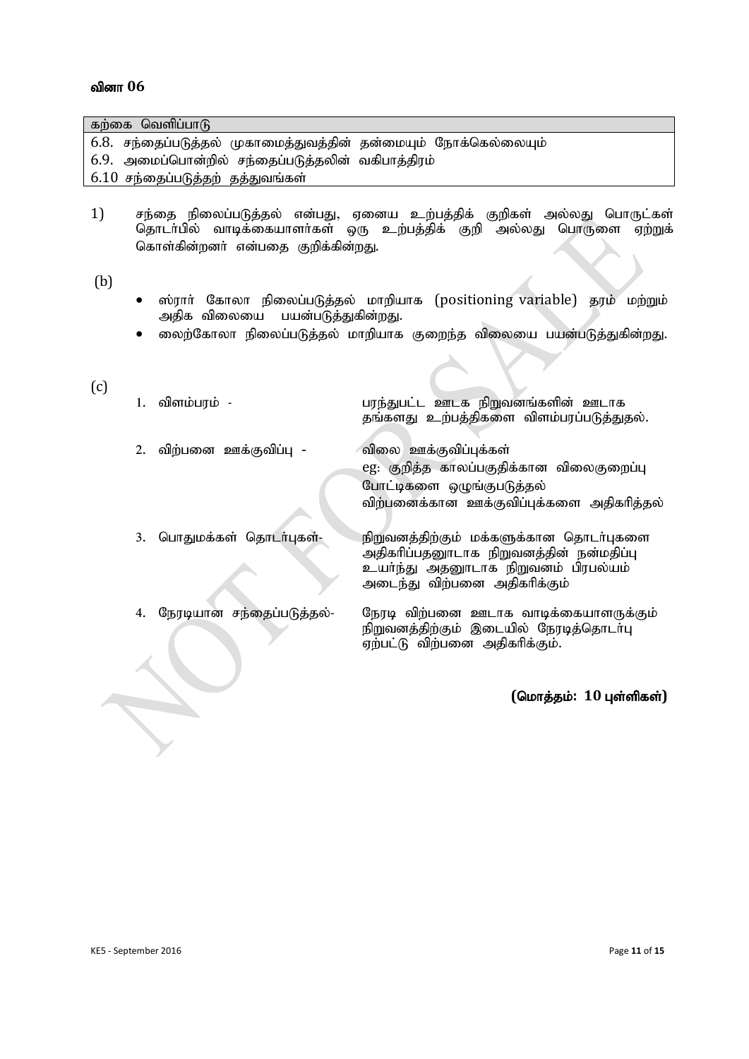## வினா 06

| கற்கை வெளிப்பாடு |
|---|
| 6.8. சந்தைப்படுத்தல் முகாமைத்துவத்தின் தன்மையும் நோக்கெல்லையும் |
| 6.9. அமைப்பொன்றில் சந்தைப்படுத்தலின் வகிபாத்திரம் |
| 6.10 சந்தைப்படுத்தற் தத்துவங்கள் |

1) சந்தை நிலைப்படுத்தல் என்பது, ஏனைய உற்பத்திக் குறிகள் அல்லது பொருட்கள் தொடர்பில் வாடிக்கையாளர்கள் ஒரு உற்பத்திக் குறி அல்லது பொருளை ஏற்றுக் கொள்கின்றனர் என்பதை குறிக்கின்றது.

(b)

- ஸ்ரார் கோலா நிலைப்படுத்தல் மாறியாக (positioning variable) தரம் மற்றும் அதிக விலையை பயன்படுத்துகின்றது.
- லைற்கோலா நிலைப்படுத்தல் மாறியாக குறைந்த விலையை பயன்படுத்துகின்றது.

(c)

1. விளம்பரம் - பரந்துபட்ட ஊடக நிறுவனங்களின் ஊடாக தங்களது உற்பத்திகளை விளம்பரப்படுத்துதல்.
2. விற்பனை ஊக்குவிப்பு - விலை ஊக்குவிப்புக்கள்
   eg: குறித்த காலப்பகுதிக்கான விலைகுறைப்பு
   போட்டிகளை ஒழுங்குபடுத்தல்
   விற்பனைக்கான ஊக்குவிப்புக்களை அதிகரித்தல்
3. பொதுமக்கள் தொடர்புகள்- நிறுவனத்திற்கும் மக்களுக்கான தொடர்புகளை அதிகரிப்பதனூடாக நிறுவனத்தின் நன்மதிப்பு உயர்ந்து அதனூடாக நிறுவனம் பிரபல்யம் அடைந்து விற்பனை அதிகரிக்கும்
4. நேரடியான சந்தைப்படுத்தல்- நேரடி விற்பனை ஊடாக வாடிக்கையாளருக்கும் நிறுவனத்திற்கும் இடையில் நேரடித்தொடர்பு ஏற்பட்டு விற்பனை அதிகரிக்கும்.

**(மொத்தம்: 10 புள்ளிகள்)**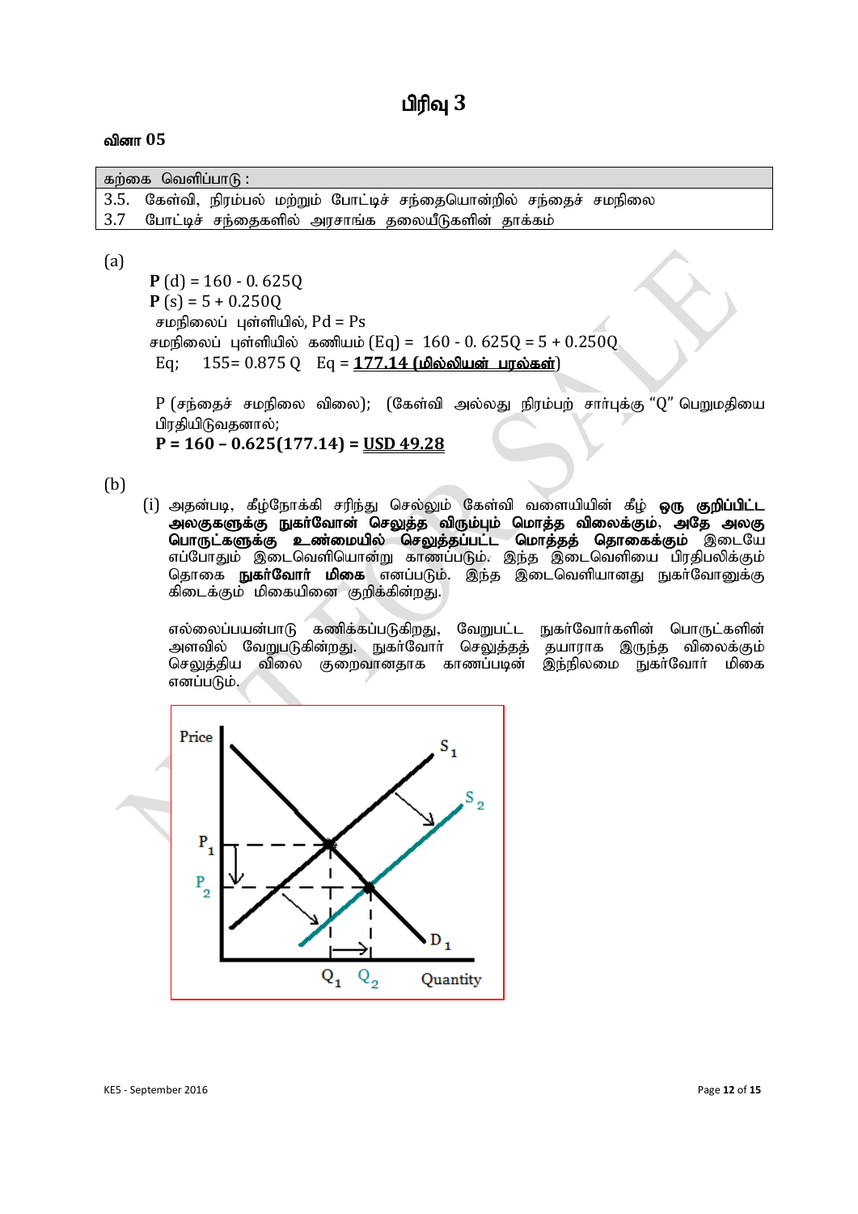# பிரிவு 3

## வினா 05

| கற்கை வெளிப்பாடு : |
|---|
| 3.5. கேள்வி, நிரம்பல் மற்றும் போட்டிச் சந்தையொன்றில் சந்தைச் சமநிலை |
| 3.7 போட்டிச் சந்தைகளில் அரசாங்க தலையீடுகளின் தாக்கம் |

(a)

**P** (d) = 160 - 0. 625Q

**P** (s) = 5 + 0.250Q

சமநிலைப் புள்ளியில், Pd = Ps

சமநிலைப் புள்ளியில் கணியம் (Eq) = 160 - 0. 625Q = 5 + 0.250Q

Eq; 155= 0.875 Q Eq = **177.14 (மில்லியன் பரல்கள்)**

P (சந்தைச் சமநிலை விலை); (கேள்வி அல்லது நிரம்பற் சார்புக்கு "Q" பெறுமதியை பிரதியிடுவதனால்;

**P = 160 – 0.625(177.14) = USD 49.28**

(b)

(i) அதன்படி, கீழ்நோக்கி சரிந்து செல்லும் கேள்வி வளையியின் கீழ் **ஒரு குறிப்பிட்ட அலகுகளுக்கு நுகர்வோன் செலுத்த விரும்பும் மொத்த விலைக்கும், அதே அலகு பொருட்களுக்கு உண்மையில் செலுத்தப்பட்ட மொத்தத் தொகைக்கும்** இடையே எப்போதும் இடைவெளியொன்று காணப்படும். இந்த இடைவெளியை பிரதிபலிக்கும் தொகை **நுகர்வோர் மிகை** எனப்படும். இந்த இடைவெளியானது நுகர்வோனுக்கு கிடைக்கும் மிகையினை குறிக்கின்றது.

எல்லைப்பயன்பாடு கணிக்கப்படுகிறது, வேறுபட்ட நுகர்வோர்களின் பொருட்களின் அளவில் வேறுபடுகின்றது. நுகர்வோர் செலுத்தத் தயாராக இருந்த விலைக்கும் செலுத்திய விலை குறைவானதாக காணப்படின் இந்நிலைமை நுகர்வோர் மிகை எனப்படும்.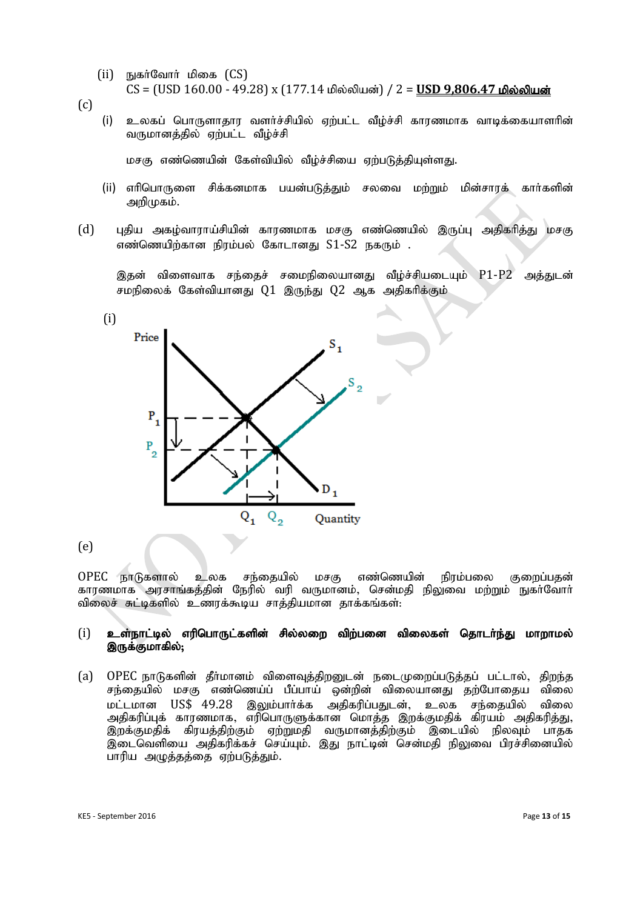(ii) நுகர்வோர் மிகை (CS)

CS = (USD 160.00 - 49.28) x (177.14 மில்லியன்) / 2 = **USD 9,806.47 மில்லியன்**

(c)

(i) உலகப் பொருளாதார வளர்ச்சியில் ஏற்பட்ட வீழ்ச்சி காரணமாக வாடிக்கையாளரின் வருமானத்தில் ஏற்பட்ட வீழ்ச்சி

மசகு எண்ணெயின் கேள்வியில் வீழ்ச்சியை ஏற்படுத்தியுள்ளது.

(ii) எரிபொருளை சிக்கனமாக பயன்படுத்தும் சலவை மற்றும் மின்சாரக் கார்களின் அறிமுகம்.

(d) புதிய அகழ்வாராய்ச்சியின் காரணமாக மசகு எண்ணெயில் இருப்பு அதிகரித்து மசகு எண்ணெயிற்கான நிரம்பல் கோடானது S1-S2 நகரும் .

இதன் விளைவாக சந்தைச் சமைநிலையானது வீழ்ச்சியடையும் P1-P2 அத்துடன் சமநிலைக் கேள்வியானது Q1 இருந்து Q2 ஆக அதிகரிக்கும்

(i)

(e)

OPEC நாடுகளால் உலக சந்தையில் மசகு எண்ணெயின் நிரம்பலை குறைப்பதன் காரணமாக அரசாங்கத்தின் நேரில் வரி வருமானம், சென்மதி நிலுவை மற்றும் நுகர்வோர் விலைச் சுட்டிகளில் உணரக்கூடிய சாத்தியமான தாக்கங்கள்:

(i) **உள்நாட்டில் எரிபொருட்களின் சில்லறை விற்பனை விலைகள் தொடர்ந்து மாறாமல் இருக்குமாகில்;**

(a) OPEC நாடுகளின் தீர்மானம் விளைவுத்திறனுடன் நடைமுறைப்படுத்தப் பட்டால், திறந்த சந்தையில் மசகு எண்ணெய்ப் பீப்பாய் ஒன்றின் விலையானது தற்போதைய விலை மட்டமான US$ 49.28 இலும்பார்க்க அதிகரிப்பதுடன், உலக சந்தையில் விலை அதிகரிப்புக் காரணமாக, எரிபொருளுக்கான மொத்த இறக்குமதிக் கிரயம் அதிகரித்து, இறக்குமதிக் கிரயத்திற்கும் ஏற்றுமதி வருமானத்திற்கும் இடையில் நிலவும் பாதக இடைவெளியை அதிகரிக்கச் செய்யும். இது நாட்டின் சென்மதி நிலுவை பிரச்சினையில் பாரிய அழுத்தத்தை ஏற்படுத்தும்.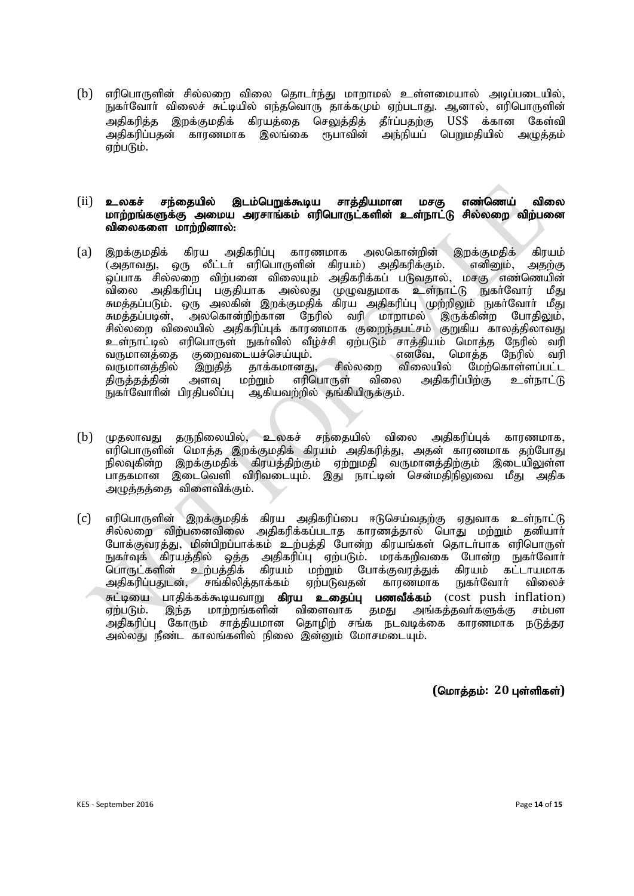(b) எரிபொருளின் சில்லறை விலை தொடர்ந்து மாறாமல் உள்ளமையால் அடிப்படையில், நுகர்வோர் விலைச் சுட்டியில் எந்தவொரு தாக்கமும் ஏற்படாது. ஆனால், எரிபொருளின் அதிகரித்த இறக்குமதிக் கிரயத்தை செலுத்தித் தீர்ப்பதற்கு US$ க்கான கேள்வி அதிகரிப்பதன் காரணமாக இலங்கை ரூபாவின் அந்நியப் பெறுமதியில் அழுத்தம் ஏற்படும்.

**(ii) உலகச் சந்தையில் இடம்பெறுக்கூடிய சாத்தியமான மசகு எண்ணெய் விலை மாற்றங்களுக்கு அமைய அரசாங்கம் எரிபொருட்களின் உள்நாட்டு சில்லறை விற்பனை விலைகளை மாற்றினால்:**

(a) இறக்குமதிக் கிரய அதிகரிப்பு காரணமாக அலகொன்றின் இறக்குமதிக் கிரயம் (அதாவது, ஒரு லீட்டர் எரிபொருளின் கிரயம்) அதிகரிக்கும். எனினும், அதற்கு ஒப்பாக சில்லறை விற்பனை விலையும் அதிகரிக்கப் படுவதால், மசகு எண்ணெயின் விலை அதிகரிப்பு பகுதியாக அல்லது முழுவதுமாக உள்நாட்டு நுகர்வோர் மீது சுமத்தப்படும். ஒரு அலகின் இறக்குமதிக் கிரய அதிகரிப்பு முற்றிலும் நுகர்வோர் மீது சுமத்தப்படின், அலகொன்றிற்கான நேரில் வரி மாறாமல் இருக்கின்ற போதிலும், சில்லறை விலையில் அதிகரிப்புக் காரணமாக குறைந்தபட்சம் குறுகிய காலத்திலாவது உள்நாட்டில் எரிபொருள் நுகர்வில் வீழ்ச்சி ஏற்படும் சாத்தியம் மொத்த நேரில் வரி வருமானத்தை குறைவடையச்செய்யும். எனவே, மொத்த நேரில் வரி வருமானத்தில் இறுதித் தாக்கமானது, சில்லறை விலையில் மேற்கொள்ளப்பட்ட திருத்தத்தின் அளவு மற்றும் எரிபொருள் விலை அதிகரிப்பிற்கு உள்நாட்டு நுகர்வோரின் பிரதிபலிப்பு ஆகியவற்றில் தங்கியிருக்கும்.

(b) முதலாவது தருநிலையில், உலகச் சந்தையில் விலை அதிகரிப்புக் காரணமாக, எரிபொருளின் மொத்த இறக்குமதிக் கிரயம் அதிகரித்து, அதன் காரணமாக தற்போது நிலவுகின்ற இறக்குமதிக் கிரயத்திற்கும் ஏற்றுமதி வருமானத்திற்கும் இடையிலுள்ள பாதகமான இடைவெளி விரிவடையும். இது நாட்டின் சென்மதிநிலுவை மீது அதிக அழுத்தத்தை விளைவிக்கும்.

(c) எரிபொருளின் இறக்குமதிக் கிரய அதிகரிப்பை ஈடுசெய்வதற்கு ஏதுவாக உள்நாட்டு சில்லறை விற்பனைவிலை அதிகரிக்கப்படாத காரணத்தால் பொது மற்றும் தனியார் போக்குவரத்து, மின்பிறப்பாக்கம் உற்பத்தி போன்ற கிரயங்கள் தொடர்பாக எரிபொருள் நுகர்வுக் கிரயத்தில் ஒத்த அதிகரிப்பு ஏற்படும். மரக்கறிவகை போன்ற நுகர்வோர் பொருட்களின் உற்பத்திக் கிரயம் மற்றும் போக்குவரத்துக் கிரயம் கட்டாயமாக அதிகரிப்பதுடன், சங்கிலித்தாக்கம் ஏற்படுவதன் காரணமாக நுகர்வோர் விலைச் சுட்டியை பாதிக்கக்கூடியவாறு **கிரய உதைப்பு பணவீக்கம்** (cost push inflation) ஏற்படும். இந்த மாற்றங்களின் விளைவாக தமது அங்கத்தவர்களுக்கு சம்பள அதிகரிப்பு கோரும் சாத்தியமான தொழிற் சங்க நடவடிக்கை காரணமாக நடுத்தர அல்லது நீண்ட காலங்களில் நிலை இன்னும் மோசமடையும்.

**(மொத்தம்: 20 புள்ளிகள்)**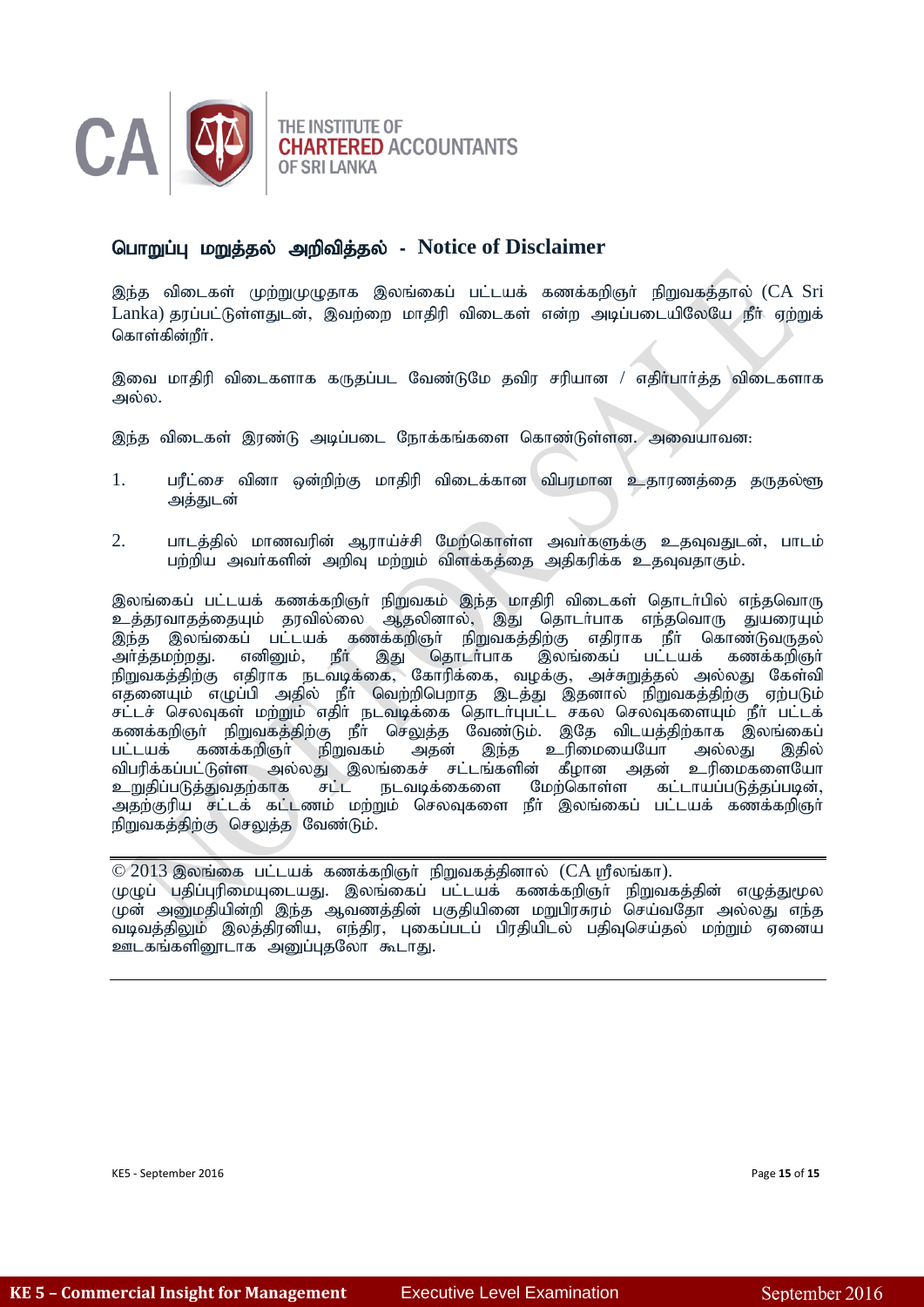## பொறுப்பு மறுத்தல் அறிவித்தல் - **Notice of Disclaimer**

இந்த விடைகள் முற்றுமுழுதாக இலங்கைப் பட்டயக் கணக்கறிஞர் நிறுவகத்தால் (CA Sri Lanka) தரப்பட்டுள்ளதுடன், இவற்றை மாதிரி விடைகள் என்ற அடிப்படையிலேயே நீர் ஏற்றுக் கொள்கின்றீர்.

இவை மாதிரி விடைகளாக கருதப்பட வேண்டுமே தவிர சரியான / எதிர்பார்த்த விடைகளாக அல்ல.

இந்த விடைகள் இரண்டு அடிப்படை நோக்கங்களை கொண்டுள்ளன. அவையாவன:

1. பரீட்சை வினா ஒன்றிற்கு மாதிரி விடைக்கான விபரமான உதாரணத்தை தருதல்ளூ அத்துடன்

2. பாடத்தில் மாணவரின் ஆராய்ச்சி மேற்கொள்ள அவர்களுக்கு உதவுவதுடன், பாடம் பற்றிய அவர்களின் அறிவு மற்றும் விளக்கத்தை அதிகரிக்க உதவுவதாகும்.

இலங்கைப் பட்டயக் கணக்கறிஞர் நிறுவகம் இந்த மாதிரி விடைகள் தொடர்பில் எந்தவொரு உத்தரவாதத்தையும் தரவில்லை ஆதலினால், இது தொடர்பாக எந்தவொரு துயரையும் இந்த இலங்கைப் பட்டயக் கணக்கறிஞர் நிறுவகத்திற்கு எதிராக நீர் கொண்டுவருதல் அர்த்தமற்றது. எனினும், நீர் இது தொடர்பாக இலங்கைப் பட்டயக் கணக்கறிஞர் நிறுவகத்திற்கு எதிராக நடவடிக்கை, கோரிக்கை, வழக்கு, அச்சுறுத்தல் அல்லது கேள்வி எதனையும் எழுப்பி அதில் நீர் வெற்றிபெறாத இடத்து இதனால் நிறுவகத்திற்கு ஏற்படும் சட்டச் செலவுகள் மற்றும் எதிர் நடவடிக்கை தொடர்புபட்ட சகல செலவுகளையும் நீர் பட்டக் கணக்கறிஞர் நிறுவகத்திற்கு நீர் செலுத்த வேண்டும். இதே விடயத்திற்காக இலங்கைப் பட்டயக் கணக்கறிஞர் நிறுவகம் அதன் இந்த உரிமையையோ அல்லது இதில் விபரிக்கப்பட்டுள்ள அல்லது இலங்கைச் சட்டங்களின் கீழான அதன் உரிமைகளையோ உறுதிப்படுத்துவதற்காக சட்ட நடவடிக்கைகளை மேற்கொள்ள கட்டாயப்படுத்தப்படின், அதற்குரிய சட்டக் கட்டணம் மற்றும் செலவுகளை நீர் இலங்கைப் பட்டயக் கணக்கறிஞர் நிறுவகத்திற்கு செலுத்த வேண்டும்.

---

© 2013 இலங்கை பட்டயக் கணக்கறிஞர் நிறுவகத்தினால் (CA ஸ்ரீலங்கா).
முழுப் பதிப்புரிமையுடையது. இலங்கைப் பட்டயக் கணக்கறிஞர் நிறுவகத்தின் எழுத்துமூல முன் அனுமதியின்றி இந்த ஆவணத்தின் பகுதியினை மறுபிரசுரம் செய்வதோ அல்லது எந்த வடிவத்திலும் இலத்திரனிய, எந்திர, புகைப்படப் பிரதியிடல் பதிவுசெய்தல் மற்றும் ஏனைய ஊடகங்களினூடாக அனுப்புதலோ கூடாது.

---